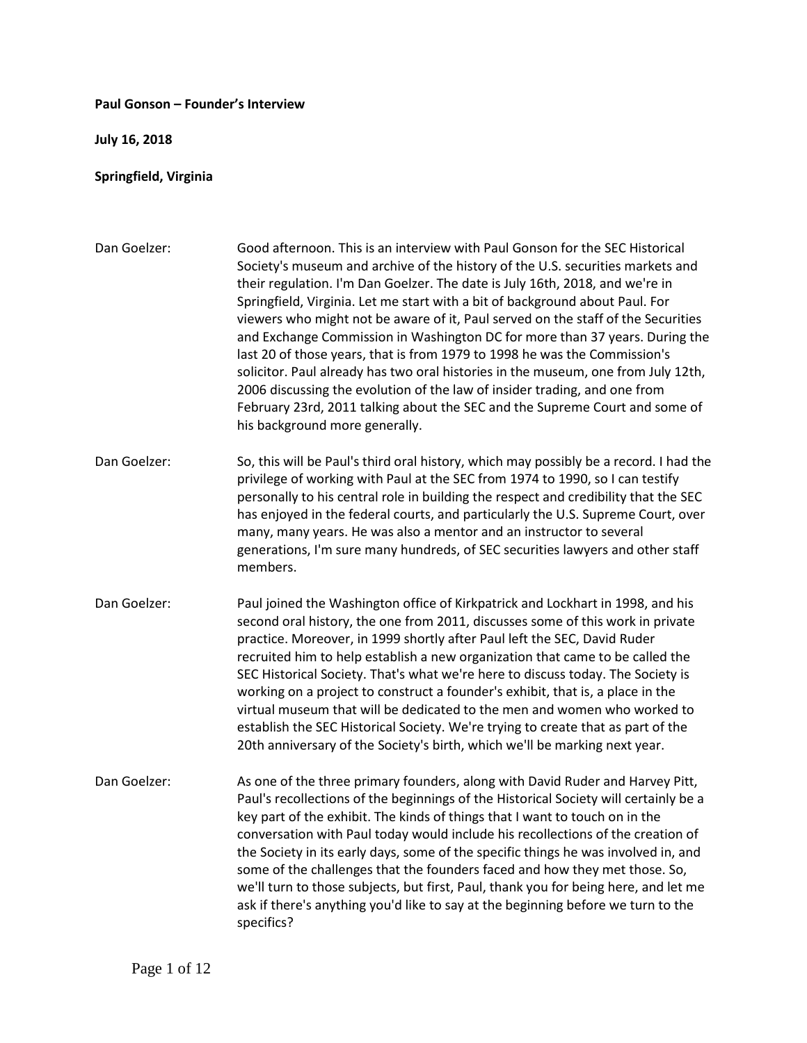**Paul Gonson – Founder's Interview**

**July 16, 2018**

**Springfield, Virginia**

Dan Goelzer: Good afternoon. This is an interview with Paul Gonson for the SEC Historical Society's museum and archive of the history of the U.S. securities markets and their regulation. I'm Dan Goelzer. The date is July 16th, 2018, and we're in Springfield, Virginia. Let me start with a bit of background about Paul. For viewers who might not be aware of it, Paul served on the staff of the Securities and Exchange Commission in Washington DC for more than 37 years. During the last 20 of those years, that is from 1979 to 1998 he was the Commission's solicitor. Paul already has two oral histories in the museum, one from July 12th, 2006 discussing the evolution of the law of insider trading, and one from February 23rd, 2011 talking about the SEC and the Supreme Court and some of his background more generally.

Dan Goelzer: So, this will be Paul's third oral history, which may possibly be a record. I had the privilege of working with Paul at the SEC from 1974 to 1990, so I can testify personally to his central role in building the respect and credibility that the SEC has enjoyed in the federal courts, and particularly the U.S. Supreme Court, over many, many years. He was also a mentor and an instructor to several generations, I'm sure many hundreds, of SEC securities lawyers and other staff members.

Dan Goelzer: Paul joined the Washington office of Kirkpatrick and Lockhart in 1998, and his second oral history, the one from 2011, discusses some of this work in private practice. Moreover, in 1999 shortly after Paul left the SEC, David Ruder recruited him to help establish a new organization that came to be called the SEC Historical Society. That's what we're here to discuss today. The Society is working on a project to construct a founder's exhibit, that is, a place in the virtual museum that will be dedicated to the men and women who worked to establish the SEC Historical Society. We're trying to create that as part of the 20th anniversary of the Society's birth, which we'll be marking next year.

Dan Goelzer: As one of the three primary founders, along with David Ruder and Harvey Pitt, Paul's recollections of the beginnings of the Historical Society will certainly be a key part of the exhibit. The kinds of things that I want to touch on in the conversation with Paul today would include his recollections of the creation of the Society in its early days, some of the specific things he was involved in, and some of the challenges that the founders faced and how they met those. So, we'll turn to those subjects, but first, Paul, thank you for being here, and let me ask if there's anything you'd like to say at the beginning before we turn to the specifics?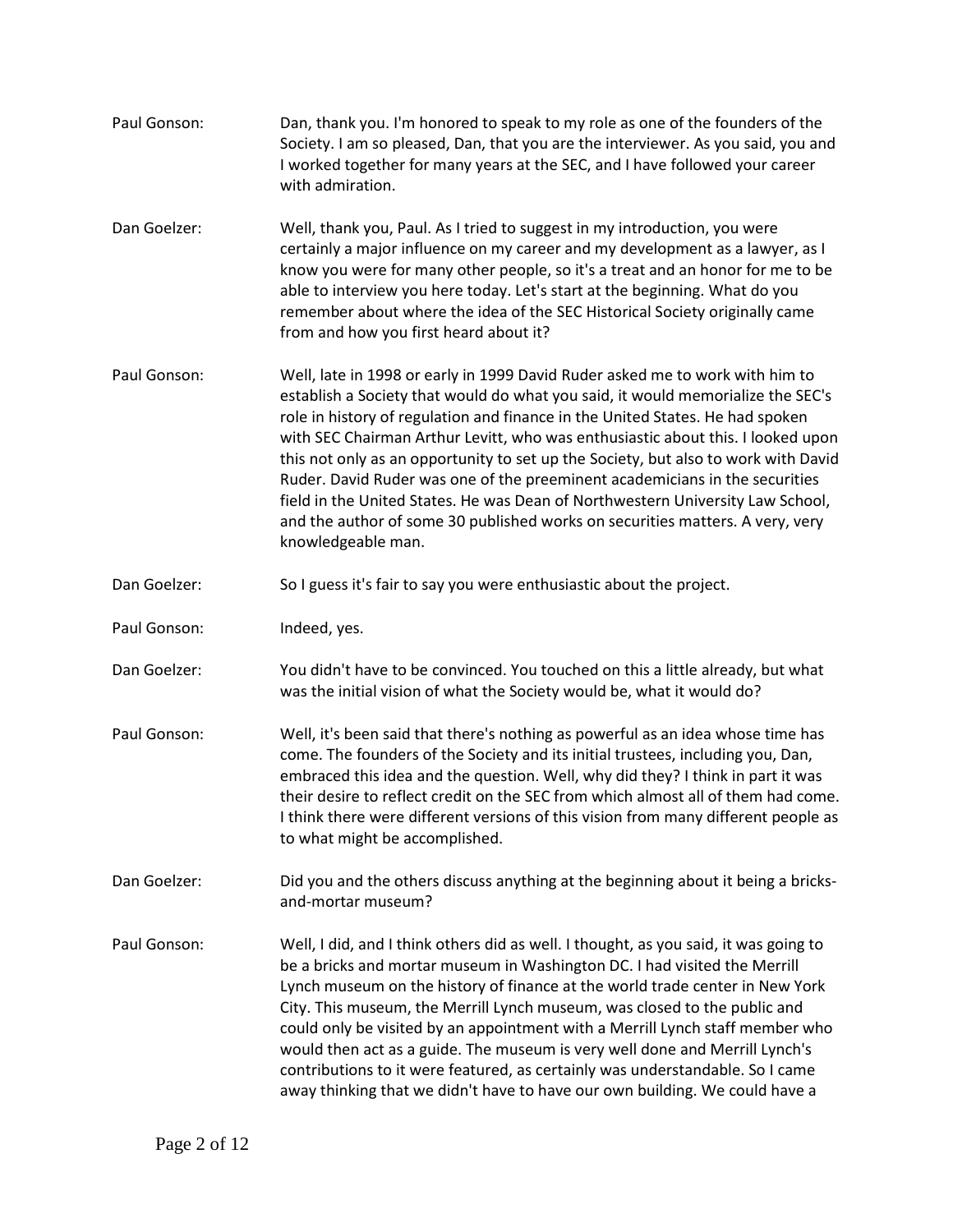Paul Gonson: Dan, thank you. I'm honored to speak to my role as one of the founders of the Society. I am so pleased, Dan, that you are the interviewer. As you said, you and I worked together for many years at the SEC, and I have followed your career with admiration.

Dan Goelzer: Well, thank you, Paul. As I tried to suggest in my introduction, you were certainly a major influence on my career and my development as a lawyer, as I know you were for many other people, so it's a treat and an honor for me to be able to interview you here today. Let's start at the beginning. What do you remember about where the idea of the SEC Historical Society originally came from and how you first heard about it?

Paul Gonson: Well, late in 1998 or early in 1999 David Ruder asked me to work with him to establish a Society that would do what you said, it would memorialize the SEC's role in history of regulation and finance in the United States. He had spoken with SEC Chairman Arthur Levitt, who was enthusiastic about this. I looked upon this not only as an opportunity to set up the Society, but also to work with David Ruder. David Ruder was one of the preeminent academicians in the securities field in the United States. He was Dean of Northwestern University Law School, and the author of some 30 published works on securities matters. A very, very knowledgeable man.

Dan Goelzer: So I guess it's fair to say you were enthusiastic about the project.

Paul Gonson: Indeed, yes.

Dan Goelzer: You didn't have to be convinced. You touched on this a little already, but what was the initial vision of what the Society would be, what it would do?

Paul Gonson: Well, it's been said that there's nothing as powerful as an idea whose time has come. The founders of the Society and its initial trustees, including you, Dan, embraced this idea and the question. Well, why did they? I think in part it was their desire to reflect credit on the SEC from which almost all of them had come. I think there were different versions of this vision from many different people as to what might be accomplished.

Dan Goelzer: Did you and the others discuss anything at the beginning about it being a bricks-and-mortar museum?

Paul Gonson: Well, I did, and I think others did as well. I thought, as you said, it was going to be a bricks and mortar museum in Washington DC. I had visited the Merrill Lynch museum on the history of finance at the world trade center in New York City. This museum, the Merrill Lynch museum, was closed to the public and could only be visited by an appointment with a Merrill Lynch staff member who would then act as a guide. The museum is very well done and Merrill Lynch's contributions to it were featured, as certainly was understandable. So I came away thinking that we didn't have to have our own building. We could have a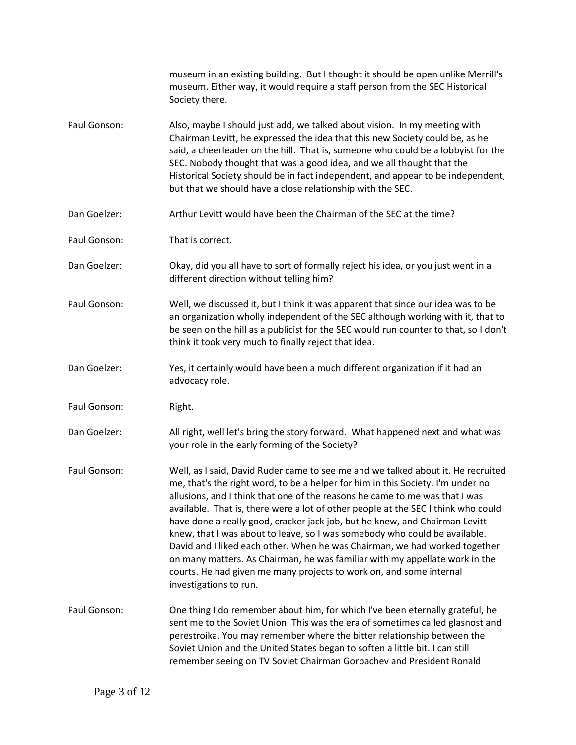museum in an existing building. But I thought it should be open unlike Merrill's museum. Either way, it would require a staff person from the SEC Historical Society there.

Paul Gonson: Also, maybe I should just add, we talked about vision. In my meeting with Chairman Levitt, he expressed the idea that this new Society could be, as he said, a cheerleader on the hill. That is, someone who could be a lobbyist for the SEC. Nobody thought that was a good idea, and we all thought that the Historical Society should be in fact independent, and appear to be independent, but that we should have a close relationship with the SEC.

Dan Goelzer: Arthur Levitt would have been the Chairman of the SEC at the time?

Paul Gonson: That is correct.

Dan Goelzer: Okay, did you all have to sort of formally reject his idea, or you just went in a different direction without telling him?

Paul Gonson: Well, we discussed it, but I think it was apparent that since our idea was to be an organization wholly independent of the SEC although working with it, that to be seen on the hill as a publicist for the SEC would run counter to that, so I don't think it took very much to finally reject that idea.

Dan Goelzer: Yes, it certainly would have been a much different organization if it had an advocacy role.

Paul Gonson: Right.

Dan Goelzer: All right, well let's bring the story forward. What happened next and what was your role in the early forming of the Society?

Paul Gonson: Well, as I said, David Ruder came to see me and we talked about it. He recruited me, that's the right word, to be a helper for him in this Society. I'm under no allusions, and I think that one of the reasons he came to me was that I was available. That is, there were a lot of other people at the SEC I think who could have done a really good, cracker jack job, but he knew, and Chairman Levitt knew, that I was about to leave, so I was somebody who could be available. David and I liked each other. When he was Chairman, we had worked together on many matters. As Chairman, he was familiar with my appellate work in the courts. He had given me many projects to work on, and some internal investigations to run.

Paul Gonson: One thing I do remember about him, for which I've been eternally grateful, he sent me to the Soviet Union. This was the era of sometimes called glasnost and perestroika. You may remember where the bitter relationship between the Soviet Union and the United States began to soften a little bit. I can still remember seeing on TV Soviet Chairman Gorbachev and President Ronald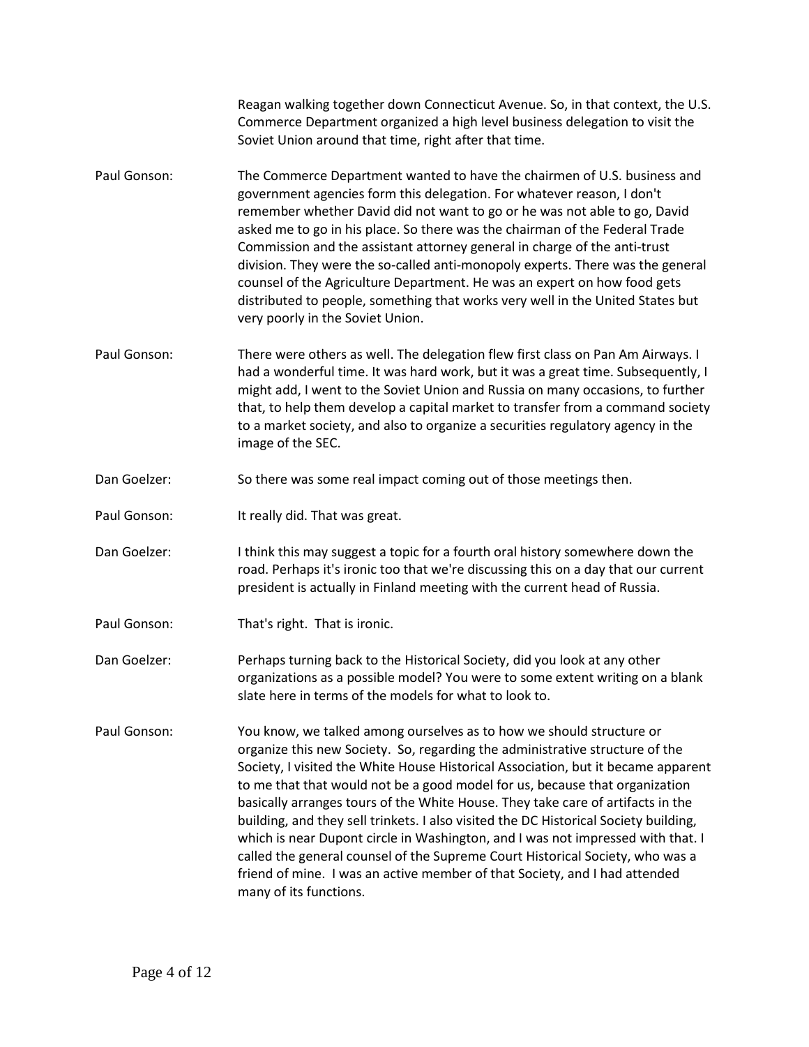Reagan walking together down Connecticut Avenue. So, in that context, the U.S. Commerce Department organized a high level business delegation to visit the Soviet Union around that time, right after that time.

Paul Gonson: The Commerce Department wanted to have the chairmen of U.S. business and government agencies form this delegation. For whatever reason, I don't remember whether David did not want to go or he was not able to go, David asked me to go in his place. So there was the chairman of the Federal Trade Commission and the assistant attorney general in charge of the anti-trust division. They were the so-called anti-monopoly experts. There was the general counsel of the Agriculture Department. He was an expert on how food gets distributed to people, something that works very well in the United States but very poorly in the Soviet Union.

Paul Gonson: There were others as well. The delegation flew first class on Pan Am Airways. I had a wonderful time. It was hard work, but it was a great time. Subsequently, I might add, I went to the Soviet Union and Russia on many occasions, to further that, to help them develop a capital market to transfer from a command society to a market society, and also to organize a securities regulatory agency in the image of the SEC.

Dan Goelzer: So there was some real impact coming out of those meetings then.

Paul Gonson: It really did. That was great.

Dan Goelzer: I think this may suggest a topic for a fourth oral history somewhere down the road. Perhaps it's ironic too that we're discussing this on a day that our current president is actually in Finland meeting with the current head of Russia.

Paul Gonson: That's right. That is ironic.

Dan Goelzer: Perhaps turning back to the Historical Society, did you look at any other organizations as a possible model? You were to some extent writing on a blank slate here in terms of the models for what to look to.

Paul Gonson: You know, we talked among ourselves as to how we should structure or organize this new Society. So, regarding the administrative structure of the Society, I visited the White House Historical Association, but it became apparent to me that that would not be a good model for us, because that organization basically arranges tours of the White House. They take care of artifacts in the building, and they sell trinkets. I also visited the DC Historical Society building, which is near Dupont circle in Washington, and I was not impressed with that. I called the general counsel of the Supreme Court Historical Society, who was a friend of mine. I was an active member of that Society, and I had attended many of its functions.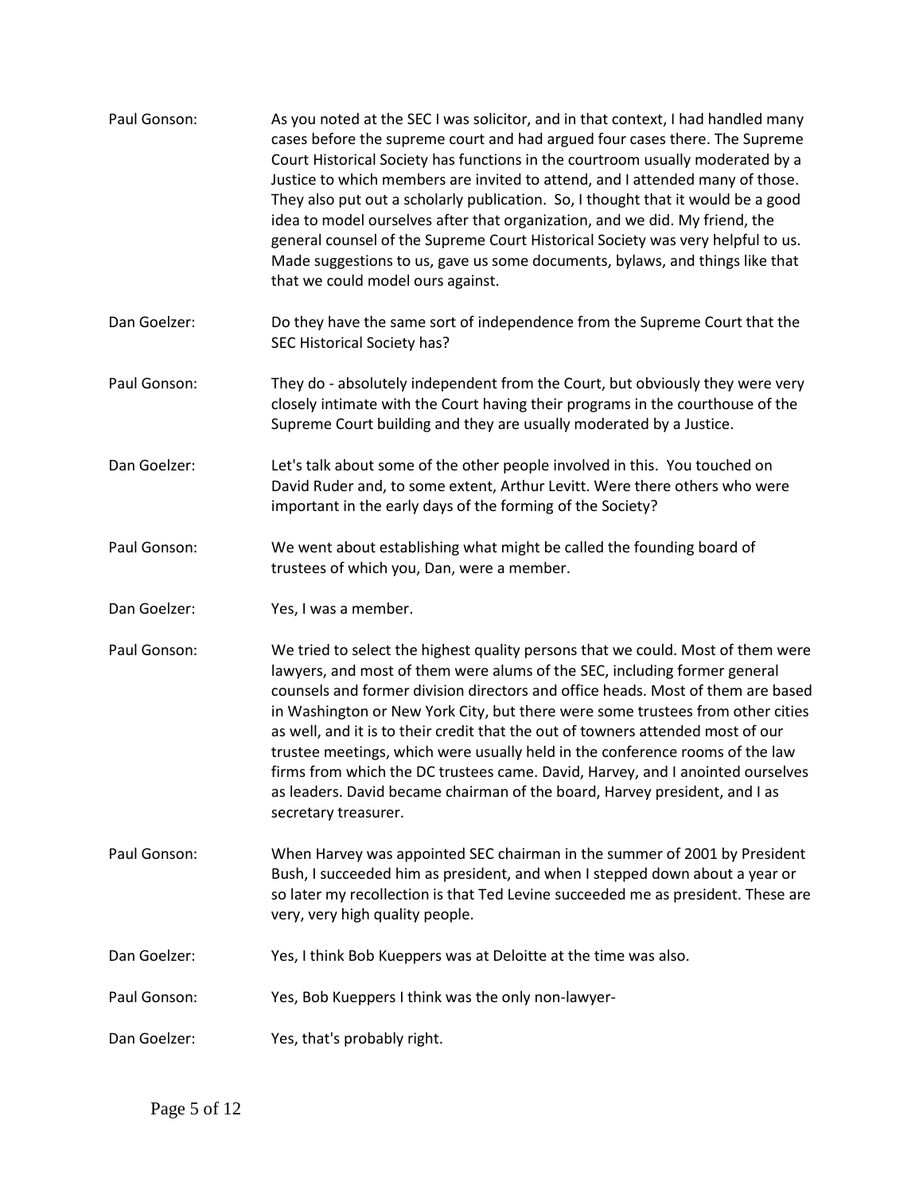Paul Gonson: As you noted at the SEC I was solicitor, and in that context, I had handled many cases before the supreme court and had argued four cases there. The Supreme Court Historical Society has functions in the courtroom usually moderated by a Justice to which members are invited to attend, and I attended many of those. They also put out a scholarly publication. So, I thought that it would be a good idea to model ourselves after that organization, and we did. My friend, the general counsel of the Supreme Court Historical Society was very helpful to us. Made suggestions to us, gave us some documents, bylaws, and things like that that we could model ours against.

Dan Goelzer: Do they have the same sort of independence from the Supreme Court that the SEC Historical Society has?

Paul Gonson: They do - absolutely independent from the Court, but obviously they were very closely intimate with the Court having their programs in the courthouse of the Supreme Court building and they are usually moderated by a Justice.

Dan Goelzer: Let's talk about some of the other people involved in this. You touched on David Ruder and, to some extent, Arthur Levitt. Were there others who were important in the early days of the forming of the Society?

Paul Gonson: We went about establishing what might be called the founding board of trustees of which you, Dan, were a member.

Dan Goelzer: Yes, I was a member.

Paul Gonson: We tried to select the highest quality persons that we could. Most of them were lawyers, and most of them were alums of the SEC, including former general counsels and former division directors and office heads. Most of them are based in Washington or New York City, but there were some trustees from other cities as well, and it is to their credit that the out of towners attended most of our trustee meetings, which were usually held in the conference rooms of the law firms from which the DC trustees came. David, Harvey, and I anointed ourselves as leaders. David became chairman of the board, Harvey president, and I as secretary treasurer.

Paul Gonson: When Harvey was appointed SEC chairman in the summer of 2001 by President Bush, I succeeded him as president, and when I stepped down about a year or so later my recollection is that Ted Levine succeeded me as president. These are very, very high quality people.

Dan Goelzer: Yes, I think Bob Kueppers was at Deloitte at the time was also.

Paul Gonson: Yes, Bob Kueppers I think was the only non-lawyer-

Dan Goelzer: Yes, that's probably right.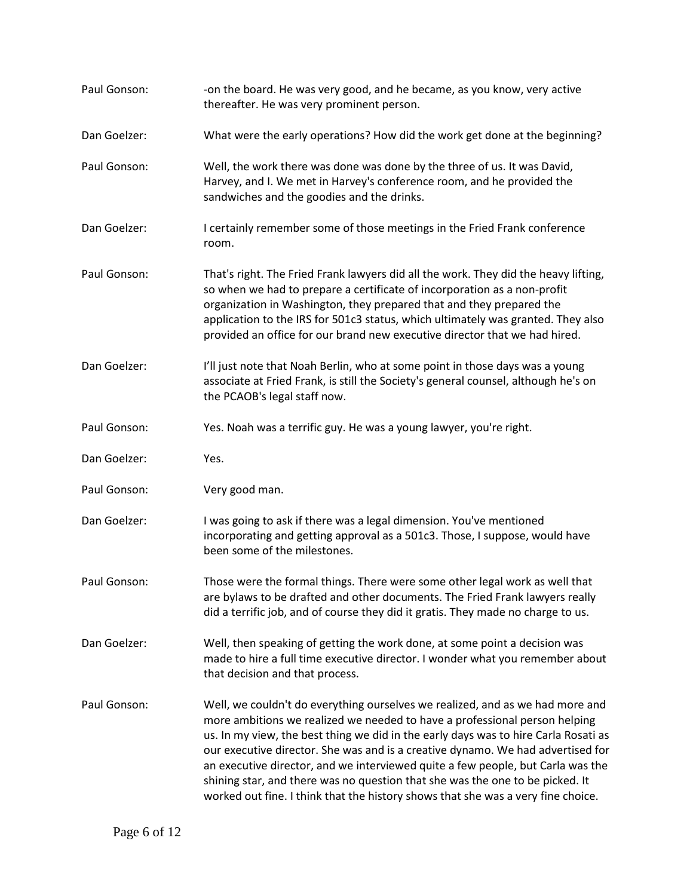**Paul Gonson:** -on the board. He was very good, and he became, as you know, very active thereafter. He was very prominent person.

**Dan Goelzer:** What were the early operations? How did the work get done at the beginning?

**Paul Gonson:** Well, the work there was done was done by the three of us. It was David, Harvey, and I. We met in Harvey's conference room, and he provided the sandwiches and the goodies and the drinks.

**Dan Goelzer:** I certainly remember some of those meetings in the Fried Frank conference room.

**Paul Gonson:** That's right. The Fried Frank lawyers did all the work. They did the heavy lifting, so when we had to prepare a certificate of incorporation as a non-profit organization in Washington, they prepared that and they prepared the application to the IRS for 501c3 status, which ultimately was granted. They also provided an office for our brand new executive director that we had hired.

**Dan Goelzer:** I'll just note that Noah Berlin, who at some point in those days was a young associate at Fried Frank, is still the Society's general counsel, although he's on the PCAOB's legal staff now.

**Paul Gonson:** Yes. Noah was a terrific guy. He was a young lawyer, you're right.

**Dan Goelzer:** Yes.

**Paul Gonson:** Very good man.

**Dan Goelzer:** I was going to ask if there was a legal dimension. You've mentioned incorporating and getting approval as a 501c3. Those, I suppose, would have been some of the milestones.

**Paul Gonson:** Those were the formal things. There were some other legal work as well that are bylaws to be drafted and other documents. The Fried Frank lawyers really did a terrific job, and of course they did it gratis. They made no charge to us.

**Dan Goelzer:** Well, then speaking of getting the work done, at some point a decision was made to hire a full time executive director. I wonder what you remember about that decision and that process.

**Paul Gonson:** Well, we couldn't do everything ourselves we realized, and as we had more and more ambitions we realized we needed to have a professional person helping us. In my view, the best thing we did in the early days was to hire Carla Rosati as our executive director. She was and is a creative dynamo. We had advertised for an executive director, and we interviewed quite a few people, but Carla was the shining star, and there was no question that she was the one to be picked. It worked out fine. I think that the history shows that she was a very fine choice.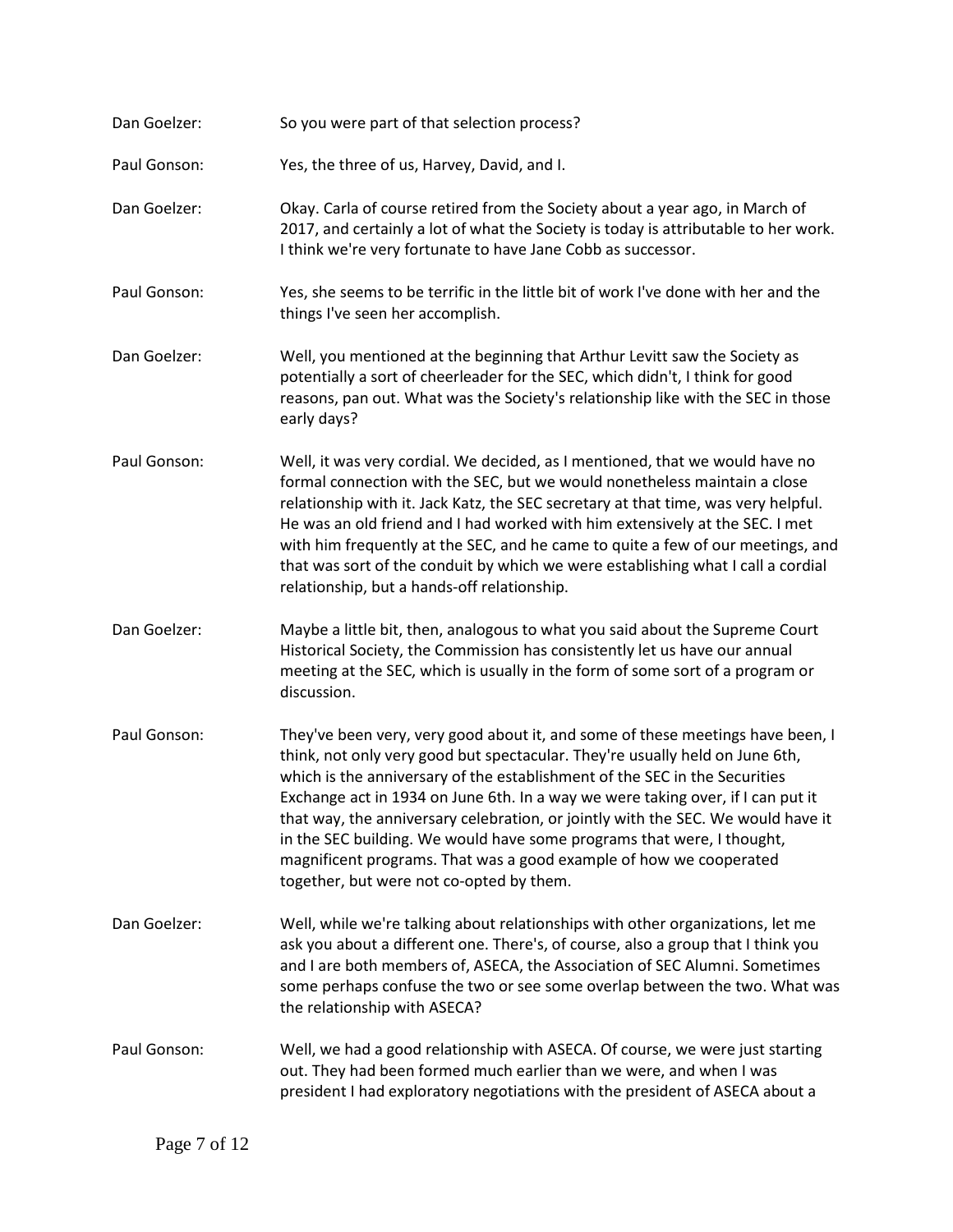Dan Goelzer: So you were part of that selection process?

Paul Gonson: Yes, the three of us, Harvey, David, and I.

Dan Goelzer: Okay. Carla of course retired from the Society about a year ago, in March of 2017, and certainly a lot of what the Society is today is attributable to her work. I think we're very fortunate to have Jane Cobb as successor.

Paul Gonson: Yes, she seems to be terrific in the little bit of work I've done with her and the things I've seen her accomplish.

Dan Goelzer: Well, you mentioned at the beginning that Arthur Levitt saw the Society as potentially a sort of cheerleader for the SEC, which didn't, I think for good reasons, pan out. What was the Society's relationship like with the SEC in those early days?

Paul Gonson: Well, it was very cordial. We decided, as I mentioned, that we would have no formal connection with the SEC, but we would nonetheless maintain a close relationship with it. Jack Katz, the SEC secretary at that time, was very helpful. He was an old friend and I had worked with him extensively at the SEC. I met with him frequently at the SEC, and he came to quite a few of our meetings, and that was sort of the conduit by which we were establishing what I call a cordial relationship, but a hands-off relationship.

Dan Goelzer: Maybe a little bit, then, analogous to what you said about the Supreme Court Historical Society, the Commission has consistently let us have our annual meeting at the SEC, which is usually in the form of some sort of a program or discussion.

Paul Gonson: They've been very, very good about it, and some of these meetings have been, I think, not only very good but spectacular. They're usually held on June 6th, which is the anniversary of the establishment of the SEC in the Securities Exchange act in 1934 on June 6th. In a way we were taking over, if I can put it that way, the anniversary celebration, or jointly with the SEC. We would have it in the SEC building. We would have some programs that were, I thought, magnificent programs. That was a good example of how we cooperated together, but were not co-opted by them.

Dan Goelzer: Well, while we're talking about relationships with other organizations, let me ask you about a different one. There's, of course, also a group that I think you and I are both members of, ASECA, the Association of SEC Alumni. Sometimes some perhaps confuse the two or see some overlap between the two. What was the relationship with ASECA?

Paul Gonson: Well, we had a good relationship with ASECA. Of course, we were just starting out. They had been formed much earlier than we were, and when I was president I had exploratory negotiations with the president of ASECA about a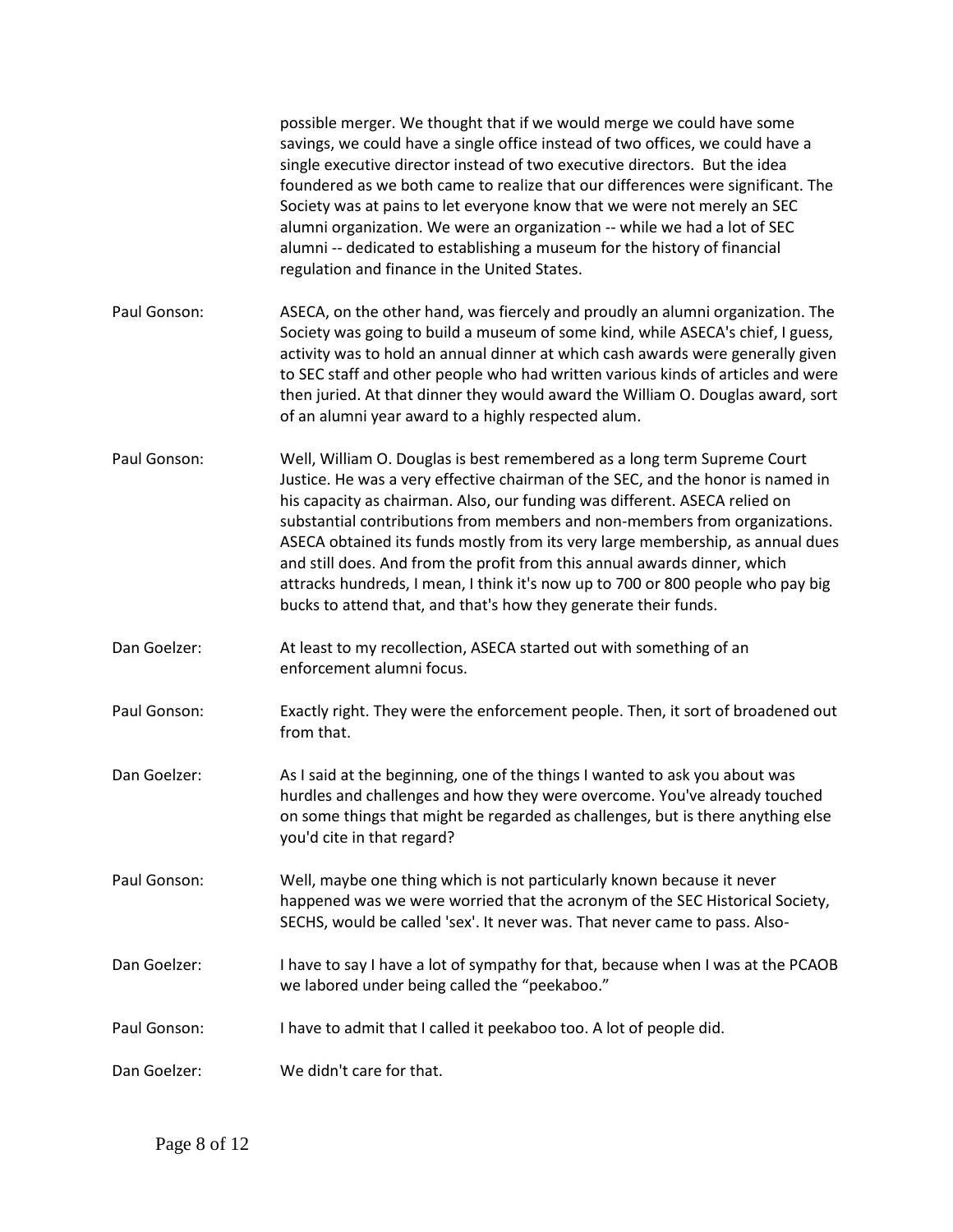possible merger. We thought that if we would merge we could have some savings, we could have a single office instead of two offices, we could have a single executive director instead of two executive directors. But the idea foundered as we both came to realize that our differences were significant. The Society was at pains to let everyone know that we were not merely an SEC alumni organization. We were an organization -- while we had a lot of SEC alumni -- dedicated to establishing a museum for the history of financial regulation and finance in the United States.

Paul Gonson: ASECA, on the other hand, was fiercely and proudly an alumni organization. The Society was going to build a museum of some kind, while ASECA's chief, I guess, activity was to hold an annual dinner at which cash awards were generally given to SEC staff and other people who had written various kinds of articles and were then juried. At that dinner they would award the William O. Douglas award, sort of an alumni year award to a highly respected alum.

Paul Gonson: Well, William O. Douglas is best remembered as a long term Supreme Court Justice. He was a very effective chairman of the SEC, and the honor is named in his capacity as chairman. Also, our funding was different. ASECA relied on substantial contributions from members and non-members from organizations. ASECA obtained its funds mostly from its very large membership, as annual dues and still does. And from the profit from this annual awards dinner, which attracks hundreds, I mean, I think it's now up to 700 or 800 people who pay big bucks to attend that, and that's how they generate their funds.

Dan Goelzer: At least to my recollection, ASECA started out with something of an enforcement alumni focus.

Paul Gonson: Exactly right. They were the enforcement people. Then, it sort of broadened out from that.

Dan Goelzer: As I said at the beginning, one of the things I wanted to ask you about was hurdles and challenges and how they were overcome. You've already touched on some things that might be regarded as challenges, but is there anything else you'd cite in that regard?

Paul Gonson: Well, maybe one thing which is not particularly known because it never happened was we were worried that the acronym of the SEC Historical Society, SECHS, would be called 'sex'. It never was. That never came to pass. Also-

Dan Goelzer: I have to say I have a lot of sympathy for that, because when I was at the PCAOB we labored under being called the "peekaboo."

Paul Gonson: I have to admit that I called it peekaboo too. A lot of people did.

Dan Goelzer: We didn't care for that.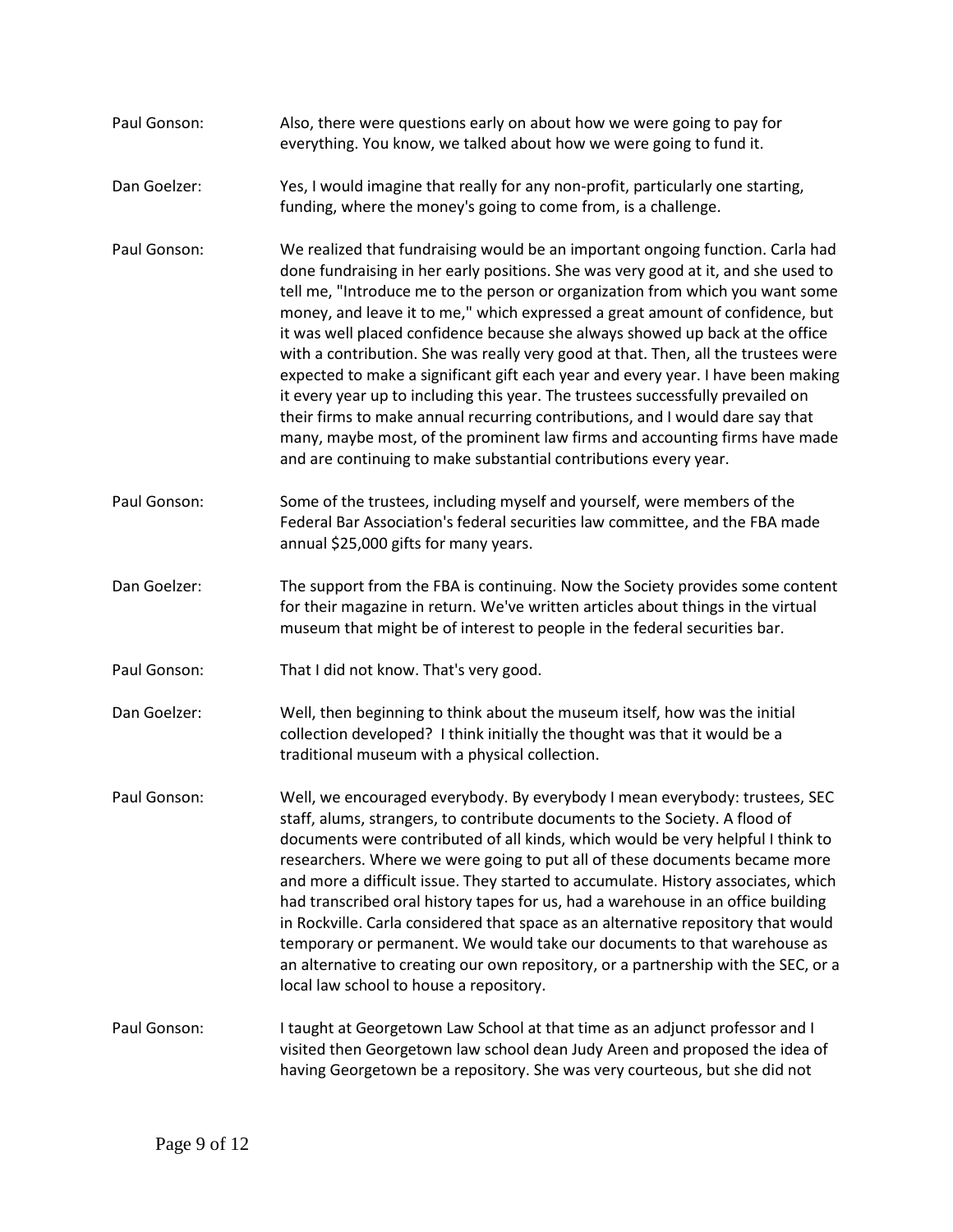Paul Gonson: Also, there were questions early on about how we were going to pay for everything. You know, we talked about how we were going to fund it.

Dan Goelzer: Yes, I would imagine that really for any non-profit, particularly one starting, funding, where the money's going to come from, is a challenge.

Paul Gonson: We realized that fundraising would be an important ongoing function. Carla had done fundraising in her early positions. She was very good at it, and she used to tell me, "Introduce me to the person or organization from which you want some money, and leave it to me," which expressed a great amount of confidence, but it was well placed confidence because she always showed up back at the office with a contribution. She was really very good at that. Then, all the trustees were expected to make a significant gift each year and every year. I have been making it every year up to including this year. The trustees successfully prevailed on their firms to make annual recurring contributions, and I would dare say that many, maybe most, of the prominent law firms and accounting firms have made and are continuing to make substantial contributions every year.

Paul Gonson: Some of the trustees, including myself and yourself, were members of the Federal Bar Association's federal securities law committee, and the FBA made annual $25,000 gifts for many years.

Dan Goelzer: The support from the FBA is continuing. Now the Society provides some content for their magazine in return. We've written articles about things in the virtual museum that might be of interest to people in the federal securities bar.

Paul Gonson: That I did not know. That's very good.

Dan Goelzer: Well, then beginning to think about the museum itself, how was the initial collection developed? I think initially the thought was that it would be a traditional museum with a physical collection.

Paul Gonson: Well, we encouraged everybody. By everybody I mean everybody: trustees, SEC staff, alums, strangers, to contribute documents to the Society. A flood of documents were contributed of all kinds, which would be very helpful I think to researchers. Where we were going to put all of these documents became more and more a difficult issue. They started to accumulate. History associates, which had transcribed oral history tapes for us, had a warehouse in an office building in Rockville. Carla considered that space as an alternative repository that would temporary or permanent. We would take our documents to that warehouse as an alternative to creating our own repository, or a partnership with the SEC, or a local law school to house a repository.

Paul Gonson: I taught at Georgetown Law School at that time as an adjunct professor and I visited then Georgetown law school dean Judy Areen and proposed the idea of having Georgetown be a repository. She was very courteous, but she did not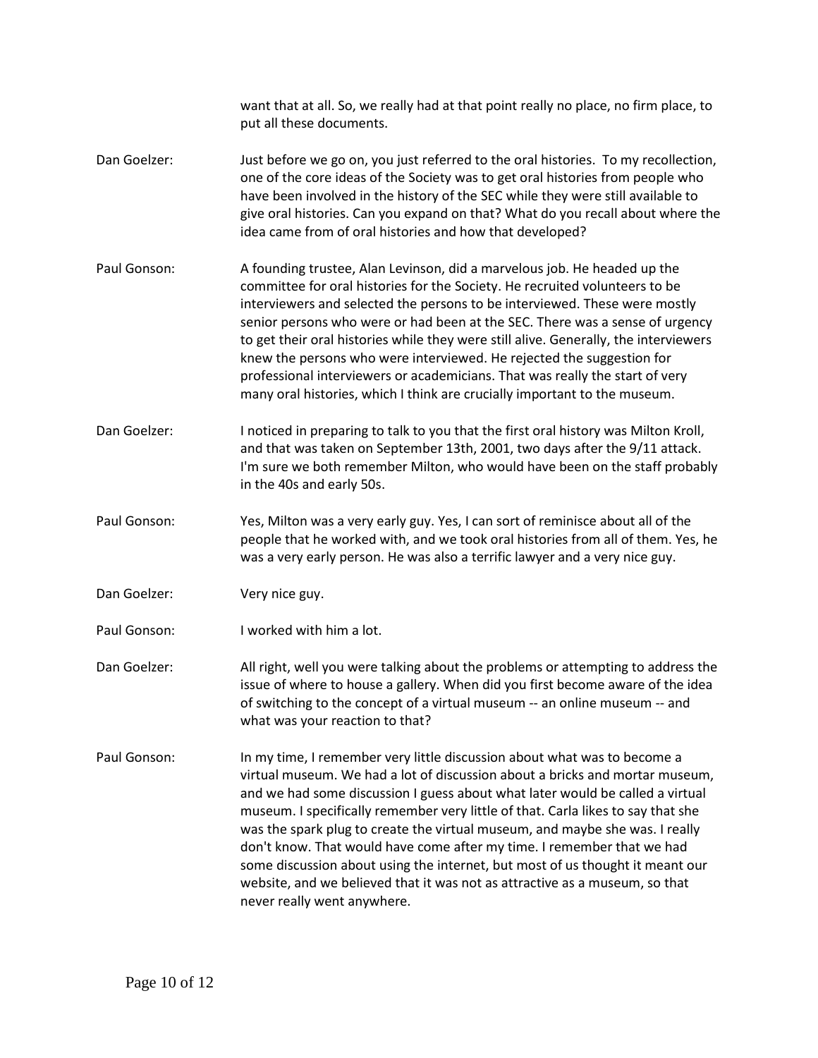want that at all. So, we really had at that point really no place, no firm place, to put all these documents.

**Dan Goelzer:** Just before we go on, you just referred to the oral histories. To my recollection, one of the core ideas of the Society was to get oral histories from people who have been involved in the history of the SEC while they were still available to give oral histories. Can you expand on that? What do you recall about where the idea came from of oral histories and how that developed?

**Paul Gonson:** A founding trustee, Alan Levinson, did a marvelous job. He headed up the committee for oral histories for the Society. He recruited volunteers to be interviewers and selected the persons to be interviewed. These were mostly senior persons who were or had been at the SEC. There was a sense of urgency to get their oral histories while they were still alive. Generally, the interviewers knew the persons who were interviewed. He rejected the suggestion for professional interviewers or academicians. That was really the start of very many oral histories, which I think are crucially important to the museum.

**Dan Goelzer:** I noticed in preparing to talk to you that the first oral history was Milton Kroll, and that was taken on September 13th, 2001, two days after the 9/11 attack. I'm sure we both remember Milton, who would have been on the staff probably in the 40s and early 50s.

**Paul Gonson:** Yes, Milton was a very early guy. Yes, I can sort of reminisce about all of the people that he worked with, and we took oral histories from all of them. Yes, he was a very early person. He was also a terrific lawyer and a very nice guy.

**Dan Goelzer:** Very nice guy.

**Paul Gonson:** I worked with him a lot.

**Dan Goelzer:** All right, well you were talking about the problems or attempting to address the issue of where to house a gallery. When did you first become aware of the idea of switching to the concept of a virtual museum -- an online museum -- and what was your reaction to that?

**Paul Gonson:** In my time, I remember very little discussion about what was to become a virtual museum. We had a lot of discussion about a bricks and mortar museum, and we had some discussion I guess about what later would be called a virtual museum. I specifically remember very little of that. Carla likes to say that she was the spark plug to create the virtual museum, and maybe she was. I really don't know. That would have come after my time. I remember that we had some discussion about using the internet, but most of us thought it meant our website, and we believed that it was not as attractive as a museum, so that never really went anywhere.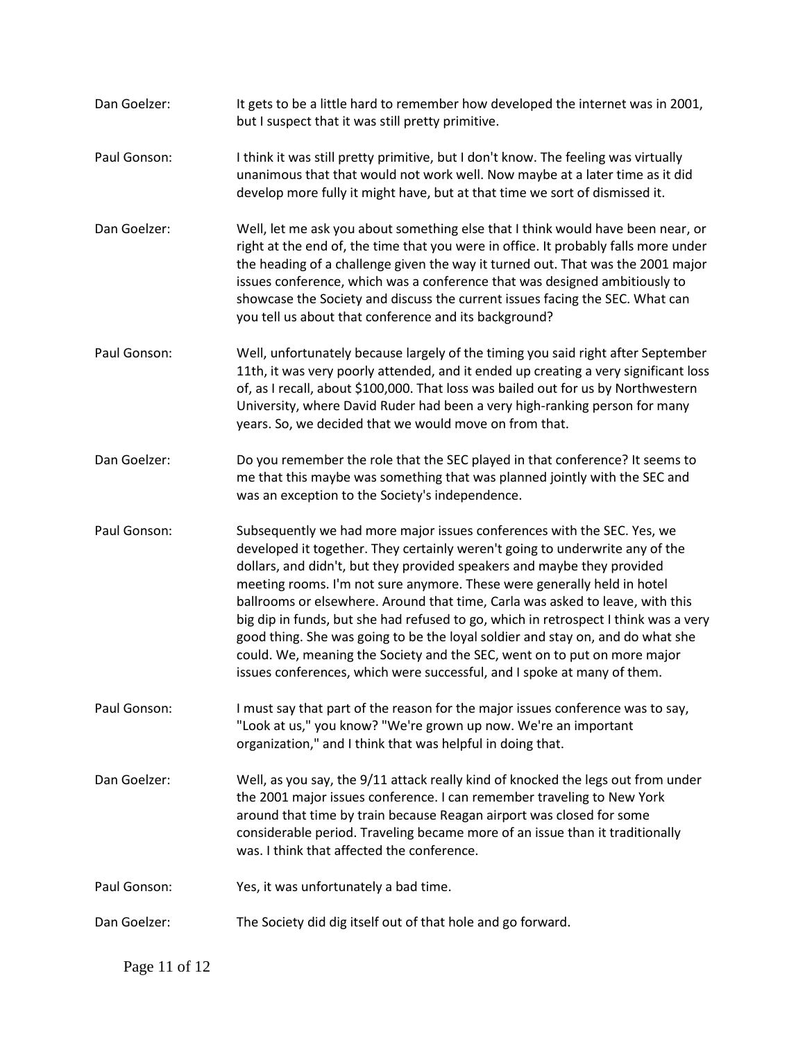Dan Goelzer: It gets to be a little hard to remember how developed the internet was in 2001, but I suspect that it was still pretty primitive.

Paul Gonson: I think it was still pretty primitive, but I don't know. The feeling was virtually unanimous that that would not work well. Now maybe at a later time as it did develop more fully it might have, but at that time we sort of dismissed it.

Dan Goelzer: Well, let me ask you about something else that I think would have been near, or right at the end of, the time that you were in office. It probably falls more under the heading of a challenge given the way it turned out. That was the 2001 major issues conference, which was a conference that was designed ambitiously to showcase the Society and discuss the current issues facing the SEC. What can you tell us about that conference and its background?

Paul Gonson: Well, unfortunately because largely of the timing you said right after September 11th, it was very poorly attended, and it ended up creating a very significant loss of, as I recall, about $100,000. That loss was bailed out for us by Northwestern University, where David Ruder had been a very high-ranking person for many years. So, we decided that we would move on from that.

Dan Goelzer: Do you remember the role that the SEC played in that conference? It seems to me that this maybe was something that was planned jointly with the SEC and was an exception to the Society's independence.

Paul Gonson: Subsequently we had more major issues conferences with the SEC. Yes, we developed it together. They certainly weren't going to underwrite any of the dollars, and didn't, but they provided speakers and maybe they provided meeting rooms. I'm not sure anymore. These were generally held in hotel ballrooms or elsewhere. Around that time, Carla was asked to leave, with this big dip in funds, but she had refused to go, which in retrospect I think was a very good thing. She was going to be the loyal soldier and stay on, and do what she could. We, meaning the Society and the SEC, went on to put on more major issues conferences, which were successful, and I spoke at many of them.

Paul Gonson: I must say that part of the reason for the major issues conference was to say, "Look at us," you know? "We're grown up now. We're an important organization," and I think that was helpful in doing that.

Dan Goelzer: Well, as you say, the 9/11 attack really kind of knocked the legs out from under the 2001 major issues conference. I can remember traveling to New York around that time by train because Reagan airport was closed for some considerable period. Traveling became more of an issue than it traditionally was. I think that affected the conference.

Paul Gonson: Yes, it was unfortunately a bad time.

Dan Goelzer: The Society did dig itself out of that hole and go forward.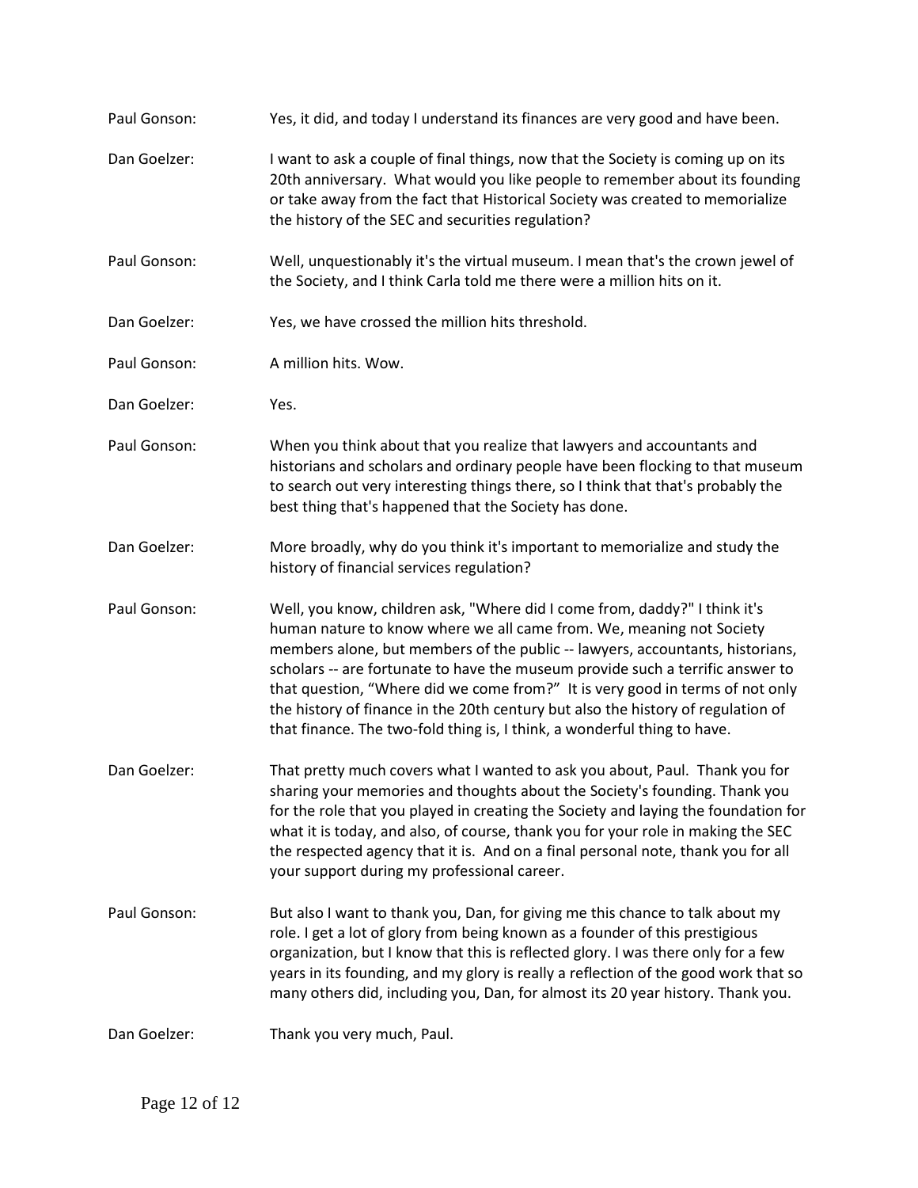Paul Gonson: Yes, it did, and today I understand its finances are very good and have been.

Dan Goelzer: I want to ask a couple of final things, now that the Society is coming up on its 20th anniversary. What would you like people to remember about its founding or take away from the fact that Historical Society was created to memorialize the history of the SEC and securities regulation?

Paul Gonson: Well, unquestionably it's the virtual museum. I mean that's the crown jewel of the Society, and I think Carla told me there were a million hits on it.

Dan Goelzer: Yes, we have crossed the million hits threshold.

Paul Gonson: A million hits. Wow.

Dan Goelzer: Yes.

Paul Gonson: When you think about that you realize that lawyers and accountants and historians and scholars and ordinary people have been flocking to that museum to search out very interesting things there, so I think that that's probably the best thing that's happened that the Society has done.

Dan Goelzer: More broadly, why do you think it's important to memorialize and study the history of financial services regulation?

Paul Gonson: Well, you know, children ask, "Where did I come from, daddy?" I think it's human nature to know where we all came from. We, meaning not Society members alone, but members of the public -- lawyers, accountants, historians, scholars -- are fortunate to have the museum provide such a terrific answer to that question, "Where did we come from?" It is very good in terms of not only the history of finance in the 20th century but also the history of regulation of that finance. The two-fold thing is, I think, a wonderful thing to have.

Dan Goelzer: That pretty much covers what I wanted to ask you about, Paul. Thank you for sharing your memories and thoughts about the Society's founding. Thank you for the role that you played in creating the Society and laying the foundation for what it is today, and also, of course, thank you for your role in making the SEC the respected agency that it is. And on a final personal note, thank you for all your support during my professional career.

Paul Gonson: But also I want to thank you, Dan, for giving me this chance to talk about my role. I get a lot of glory from being known as a founder of this prestigious organization, but I know that this is reflected glory. I was there only for a few years in its founding, and my glory is really a reflection of the good work that so many others did, including you, Dan, for almost its 20 year history. Thank you.

Dan Goelzer: Thank you very much, Paul.